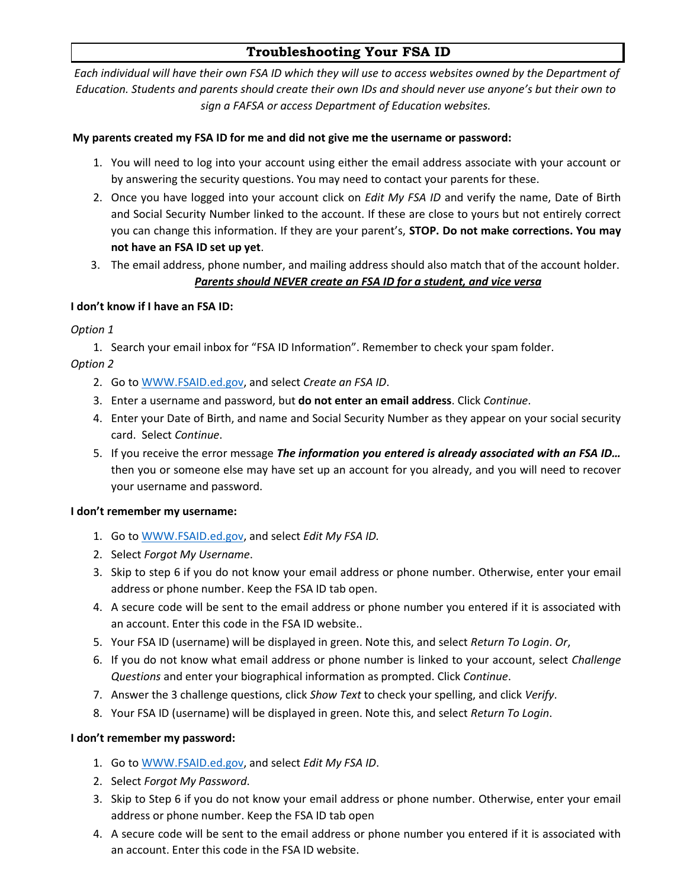# Troubleshooting Your FSA ID

*Each individual will have their own FSA ID which they will use to access websites owned by the Department of Education. Students and parents should create their own IDs and should never use anyone's but their own to sign a FAFSA or access Department of Education websites.*

**My parents created my FSA ID for me and did not give me the username or password:**

1. You will need to log into your account using either the email address associate with your account or by answering the security questions. You may need to contact your parents for these.
2. Once you have logged into your account click on *Edit My FSA ID* and verify the name, Date of Birth and Social Security Number linked to the account. If these are close to yours but not entirely correct you can change this information. If they are your parent's, **STOP. Do not make corrections. You may not have an FSA ID set up yet**.
3. The email address, phone number, and mailing address should also match that of the account holder.

***Parents should NEVER create an FSA ID for a student, and vice versa***

**I don't know if I have an FSA ID:**

*Option 1*

1. Search your email inbox for "FSA ID Information". Remember to check your spam folder.

*Option 2*

2. Go to WWW.FSAID.ed.gov, and select *Create an FSA ID*.
3. Enter a username and password, but **do not enter an email address**. Click *Continue*.
4. Enter your Date of Birth, and name and Social Security Number as they appear on your social security card. Select *Continue*.
5. If you receive the error message ***The information you entered is already associated with an FSA ID…*** then you or someone else may have set up an account for you already, and you will need to recover your username and password.

**I don't remember my username:**

1. Go to WWW.FSAID.ed.gov, and select *Edit My FSA ID.*
2. Select *Forgot My Username*.
3. Skip to step 6 if you do not know your email address or phone number. Otherwise, enter your email address or phone number. Keep the FSA ID tab open.
4. A secure code will be sent to the email address or phone number you entered if it is associated with an account. Enter this code in the FSA ID website..
5. Your FSA ID (username) will be displayed in green. Note this, and select *Return To Login*. *Or*,
6. If you do not know what email address or phone number is linked to your account, select *Challenge Questions* and enter your biographical information as prompted. Click *Continue*.
7. Answer the 3 challenge questions, click *Show Text* to check your spelling, and click *Verify*.
8. Your FSA ID (username) will be displayed in green. Note this, and select *Return To Login*.

**I don't remember my password:**

1. Go to WWW.FSAID.ed.gov, and select *Edit My FSA ID*.
2. Select *Forgot My Password*.
3. Skip to Step 6 if you do not know your email address or phone number. Otherwise, enter your email address or phone number. Keep the FSA ID tab open
4. A secure code will be sent to the email address or phone number you entered if it is associated with an account. Enter this code in the FSA ID website.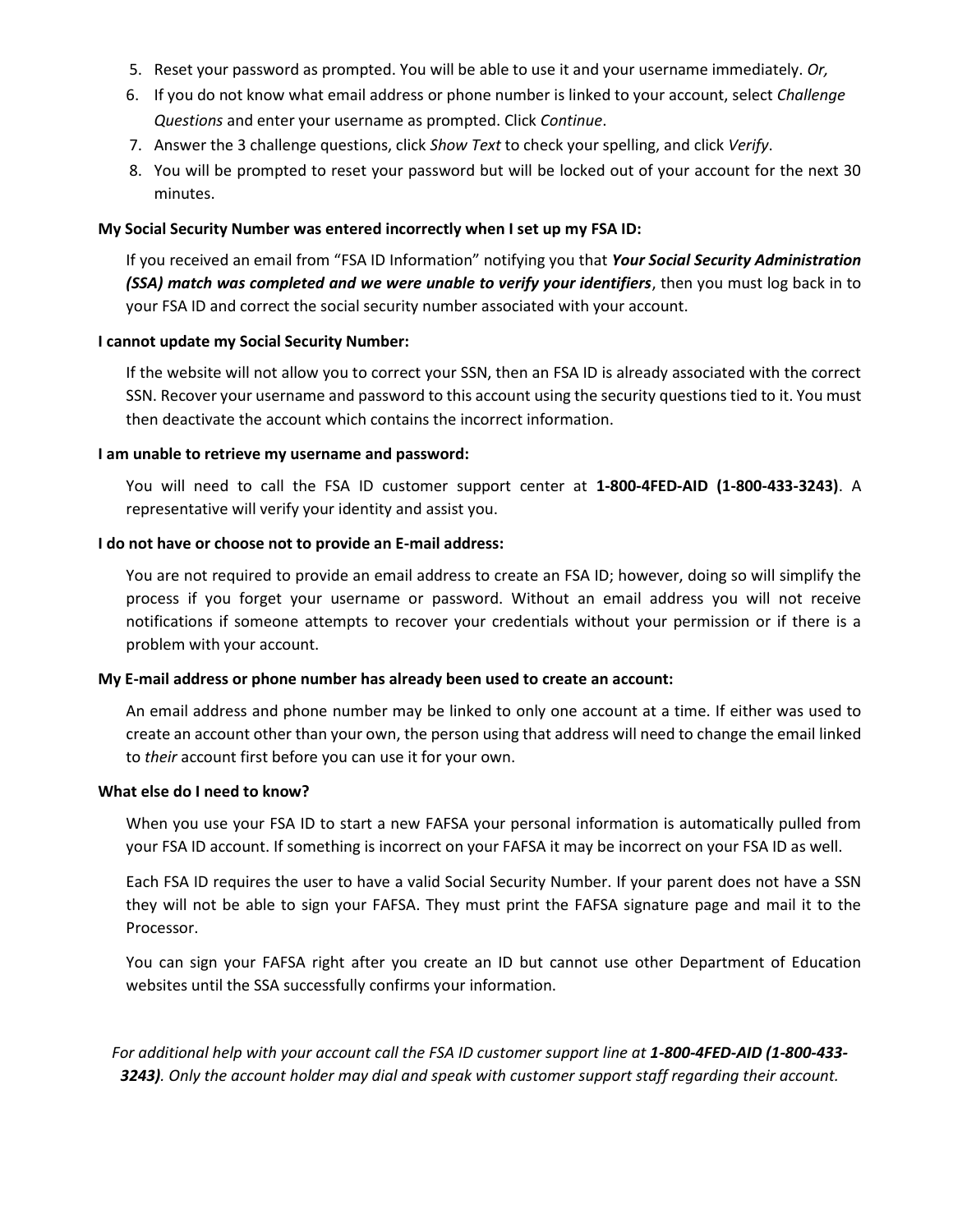5. Reset your password as prompted. You will be able to use it and your username immediately. *Or,*
6. If you do not know what email address or phone number is linked to your account, select *Challenge Questions* and enter your username as prompted. Click *Continue*.
7. Answer the 3 challenge questions, click *Show Text* to check your spelling, and click *Verify*.
8. You will be prompted to reset your password but will be locked out of your account for the next 30 minutes.

**My Social Security Number was entered incorrectly when I set up my FSA ID:**

If you received an email from "FSA ID Information" notifying you that ***Your Social Security Administration (SSA) match was completed and we were unable to verify your identifiers***, then you must log back in to your FSA ID and correct the social security number associated with your account.

**I cannot update my Social Security Number:**

If the website will not allow you to correct your SSN, then an FSA ID is already associated with the correct SSN. Recover your username and password to this account using the security questions tied to it. You must then deactivate the account which contains the incorrect information.

**I am unable to retrieve my username and password:**

You will need to call the FSA ID customer support center at **1-800-4FED-AID (1-800-433-3243)**. A representative will verify your identity and assist you.

**I do not have or choose not to provide an E-mail address:**

You are not required to provide an email address to create an FSA ID; however, doing so will simplify the process if you forget your username or password. Without an email address you will not receive notifications if someone attempts to recover your credentials without your permission or if there is a problem with your account.

**My E-mail address or phone number has already been used to create an account:**

An email address and phone number may be linked to only one account at a time. If either was used to create an account other than your own, the person using that address will need to change the email linked to *their* account first before you can use it for your own.

**What else do I need to know?**

When you use your FSA ID to start a new FAFSA your personal information is automatically pulled from your FSA ID account. If something is incorrect on your FAFSA it may be incorrect on your FSA ID as well.

Each FSA ID requires the user to have a valid Social Security Number. If your parent does not have a SSN they will not be able to sign your FAFSA. They must print the FAFSA signature page and mail it to the Processor.

You can sign your FAFSA right after you create an ID but cannot use other Department of Education websites until the SSA successfully confirms your information.

*For additional help with your account call the FSA ID customer support line at **1-800-4FED-AID (1-800-433-3243)**. Only the account holder may dial and speak with customer support staff regarding their account.*